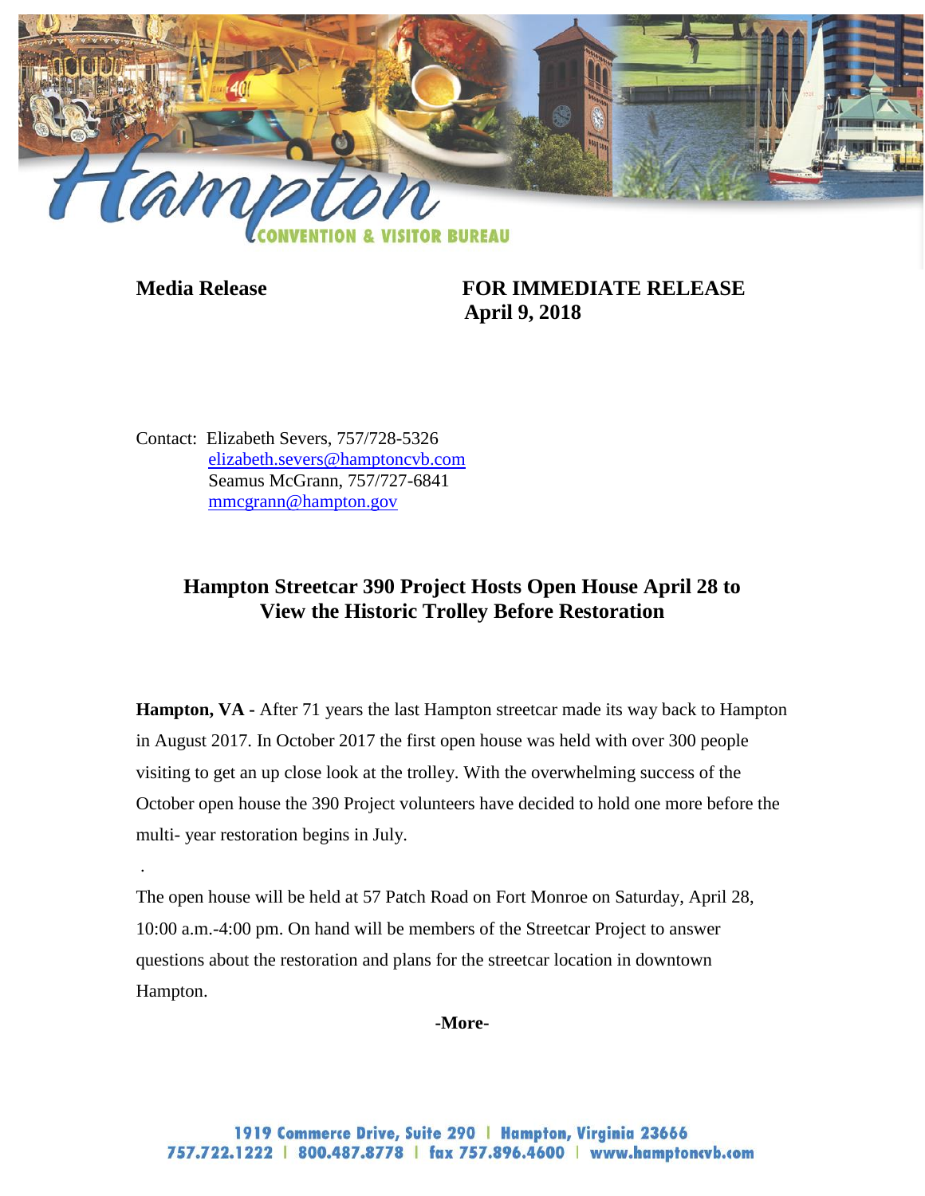Hampton
CONVENTION & VISITOR BUREAU

**Media Release** **FOR IMMEDIATE RELEASE**
**April 9, 2018**

Contact: Elizabeth Severs, 757/728-5326
elizabeth.severs@hamptoncvb.com
Seamus McGrann, 757/727-6841
mmcgrann@hampton.gov

## Hampton Streetcar 390 Project Hosts Open House April 28 to View the Historic Trolley Before Restoration

**Hampton, VA -** After 71 years the last Hampton streetcar made its way back to Hampton in August 2017. In October 2017 the first open house was held with over 300 people visiting to get an up close look at the trolley. With the overwhelming success of the October open house the 390 Project volunteers have decided to hold one more before the multi- year restoration begins in July.

The open house will be held at 57 Patch Road on Fort Monroe on Saturday, April 28, 10:00 a.m.-4:00 pm. On hand will be members of the Streetcar Project to answer questions about the restoration and plans for the streetcar location in downtown Hampton.

-More-

1919 Commerce Drive, Suite 290 | Hampton, Virginia 23666
757.722.1222 | 800.487.8778 | fax 757.896.4600 | www.hamptoncvb.com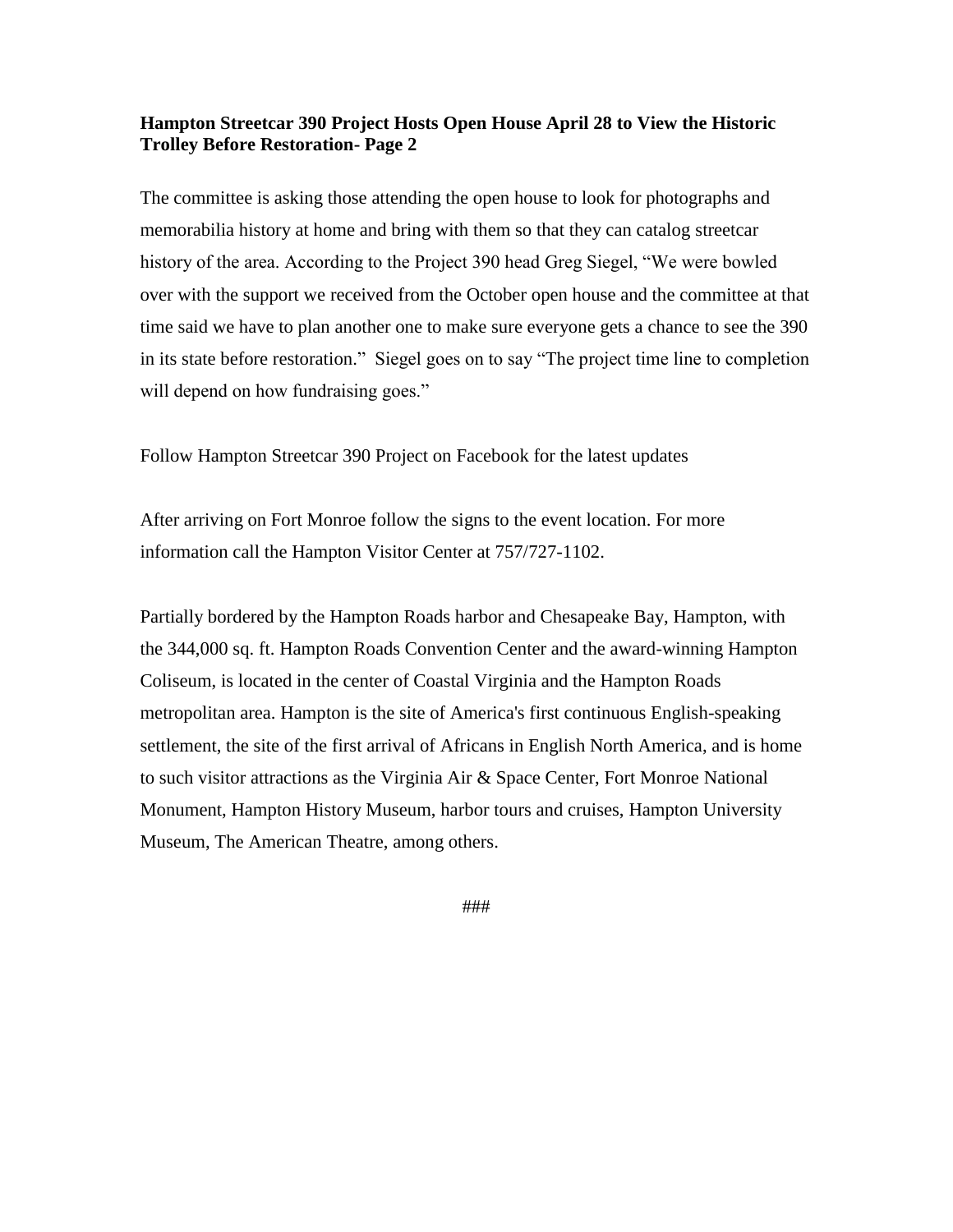**Hampton Streetcar 390 Project Hosts Open House April 28 to View the Historic Trolley Before Restoration- Page 2**

The committee is asking those attending the open house to look for photographs and memorabilia history at home and bring with them so that they can catalog streetcar history of the area. According to the Project 390 head Greg Siegel, "We were bowled over with the support we received from the October open house and the committee at that time said we have to plan another one to make sure everyone gets a chance to see the 390 in its state before restoration." Siegel goes on to say "The project time line to completion will depend on how fundraising goes."

Follow Hampton Streetcar 390 Project on Facebook for the latest updates

After arriving on Fort Monroe follow the signs to the event location. For more information call the Hampton Visitor Center at 757/727-1102.

Partially bordered by the Hampton Roads harbor and Chesapeake Bay, Hampton, with the 344,000 sq. ft. Hampton Roads Convention Center and the award-winning Hampton Coliseum, is located in the center of Coastal Virginia and the Hampton Roads metropolitan area. Hampton is the site of America's first continuous English-speaking settlement, the site of the first arrival of Africans in English North America, and is home to such visitor attractions as the Virginia Air & Space Center, Fort Monroe National Monument, Hampton History Museum, harbor tours and cruises, Hampton University Museum, The American Theatre, among others.

###